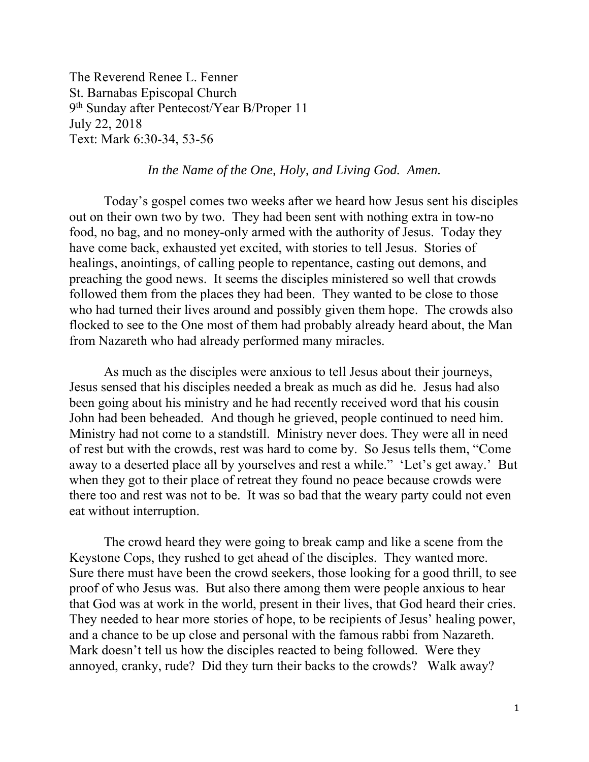The Reverend Renee L. Fenner
St. Barnabas Episcopal Church
9th Sunday after Pentecost/Year B/Proper 11
July 22, 2018
Text: Mark 6:30-34, 53-56

*In the Name of the One, Holy, and Living God. Amen.*

Today's gospel comes two weeks after we heard how Jesus sent his disciples out on their own two by two. They had been sent with nothing extra in tow-no food, no bag, and no money-only armed with the authority of Jesus. Today they have come back, exhausted yet excited, with stories to tell Jesus. Stories of healings, anointings, of calling people to repentance, casting out demons, and preaching the good news. It seems the disciples ministered so well that crowds followed them from the places they had been. They wanted to be close to those who had turned their lives around and possibly given them hope. The crowds also flocked to see to the One most of them had probably already heard about, the Man from Nazareth who had already performed many miracles.

As much as the disciples were anxious to tell Jesus about their journeys, Jesus sensed that his disciples needed a break as much as did he. Jesus had also been going about his ministry and he had recently received word that his cousin John had been beheaded. And though he grieved, people continued to need him. Ministry had not come to a standstill. Ministry never does. They were all in need of rest but with the crowds, rest was hard to come by. So Jesus tells them, "Come away to a deserted place all by yourselves and rest a while." 'Let's get away.' But when they got to their place of retreat they found no peace because crowds were there too and rest was not to be. It was so bad that the weary party could not even eat without interruption.

The crowd heard they were going to break camp and like a scene from the Keystone Cops, they rushed to get ahead of the disciples. They wanted more. Sure there must have been the crowd seekers, those looking for a good thrill, to see proof of who Jesus was. But also there among them were people anxious to hear that God was at work in the world, present in their lives, that God heard their cries. They needed to hear more stories of hope, to be recipients of Jesus' healing power, and a chance to be up close and personal with the famous rabbi from Nazareth. Mark doesn't tell us how the disciples reacted to being followed. Were they annoyed, cranky, rude? Did they turn their backs to the crowds? Walk away?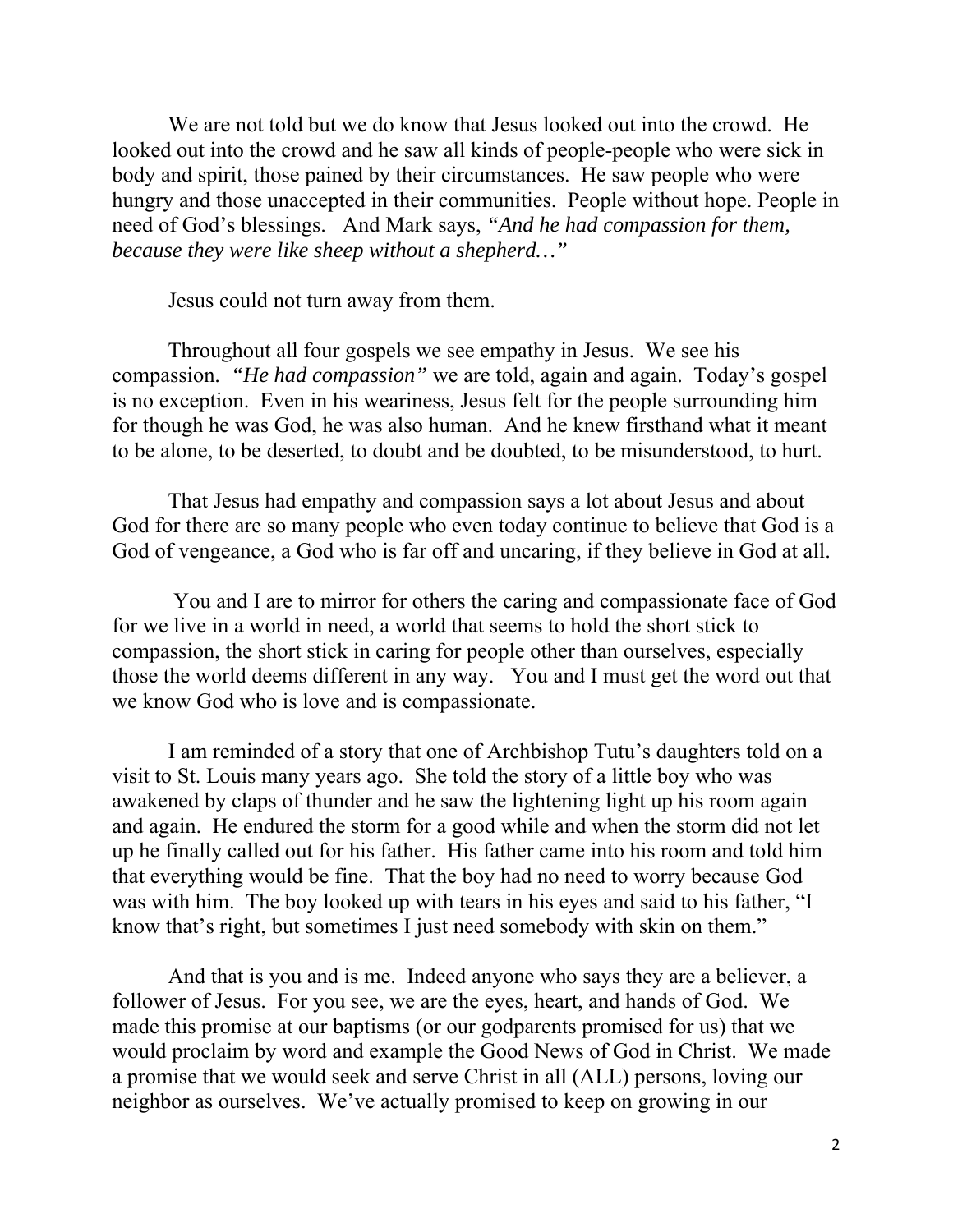We are not told but we do know that Jesus looked out into the crowd. He looked out into the crowd and he saw all kinds of people-people who were sick in body and spirit, those pained by their circumstances. He saw people who were hungry and those unaccepted in their communities. People without hope. People in need of God's blessings. And Mark says, *"And he had compassion for them, because they were like sheep without a shepherd…"*

Jesus could not turn away from them.

Throughout all four gospels we see empathy in Jesus. We see his compassion. *"He had compassion"* we are told, again and again. Today's gospel is no exception. Even in his weariness, Jesus felt for the people surrounding him for though he was God, he was also human. And he knew firsthand what it meant to be alone, to be deserted, to doubt and be doubted, to be misunderstood, to hurt.

That Jesus had empathy and compassion says a lot about Jesus and about God for there are so many people who even today continue to believe that God is a God of vengeance, a God who is far off and uncaring, if they believe in God at all.

You and I are to mirror for others the caring and compassionate face of God for we live in a world in need, a world that seems to hold the short stick to compassion, the short stick in caring for people other than ourselves, especially those the world deems different in any way. You and I must get the word out that we know God who is love and is compassionate.

I am reminded of a story that one of Archbishop Tutu's daughters told on a visit to St. Louis many years ago. She told the story of a little boy who was awakened by claps of thunder and he saw the lightening light up his room again and again. He endured the storm for a good while and when the storm did not let up he finally called out for his father. His father came into his room and told him that everything would be fine. That the boy had no need to worry because God was with him. The boy looked up with tears in his eyes and said to his father, "I know that's right, but sometimes I just need somebody with skin on them."

And that is you and is me. Indeed anyone who says they are a believer, a follower of Jesus. For you see, we are the eyes, heart, and hands of God. We made this promise at our baptisms (or our godparents promised for us) that we would proclaim by word and example the Good News of God in Christ. We made a promise that we would seek and serve Christ in all (ALL) persons, loving our neighbor as ourselves. We've actually promised to keep on growing in our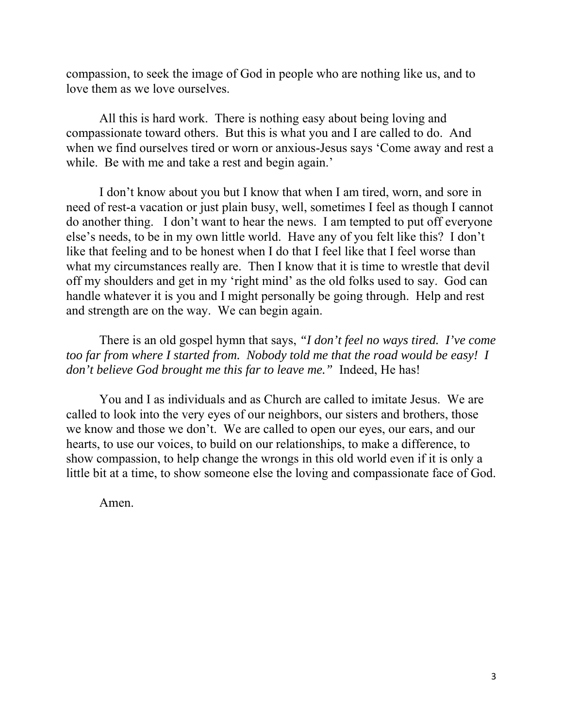compassion, to seek the image of God in people who are nothing like us, and to love them as we love ourselves.

All this is hard work. There is nothing easy about being loving and compassionate toward others. But this is what you and I are called to do. And when we find ourselves tired or worn or anxious-Jesus says 'Come away and rest a while. Be with me and take a rest and begin again.'

I don't know about you but I know that when I am tired, worn, and sore in need of rest-a vacation or just plain busy, well, sometimes I feel as though I cannot do another thing. I don't want to hear the news. I am tempted to put off everyone else's needs, to be in my own little world. Have any of you felt like this? I don't like that feeling and to be honest when I do that I feel like that I feel worse than what my circumstances really are. Then I know that it is time to wrestle that devil off my shoulders and get in my 'right mind' as the old folks used to say. God can handle whatever it is you and I might personally be going through. Help and rest and strength are on the way. We can begin again.

There is an old gospel hymn that says, *"I don't feel no ways tired. I've come too far from where I started from. Nobody told me that the road would be easy! I don't believe God brought me this far to leave me."* Indeed, He has!

You and I as individuals and as Church are called to imitate Jesus. We are called to look into the very eyes of our neighbors, our sisters and brothers, those we know and those we don't. We are called to open our eyes, our ears, and our hearts, to use our voices, to build on our relationships, to make a difference, to show compassion, to help change the wrongs in this old world even if it is only a little bit at a time, to show someone else the loving and compassionate face of God.

Amen.